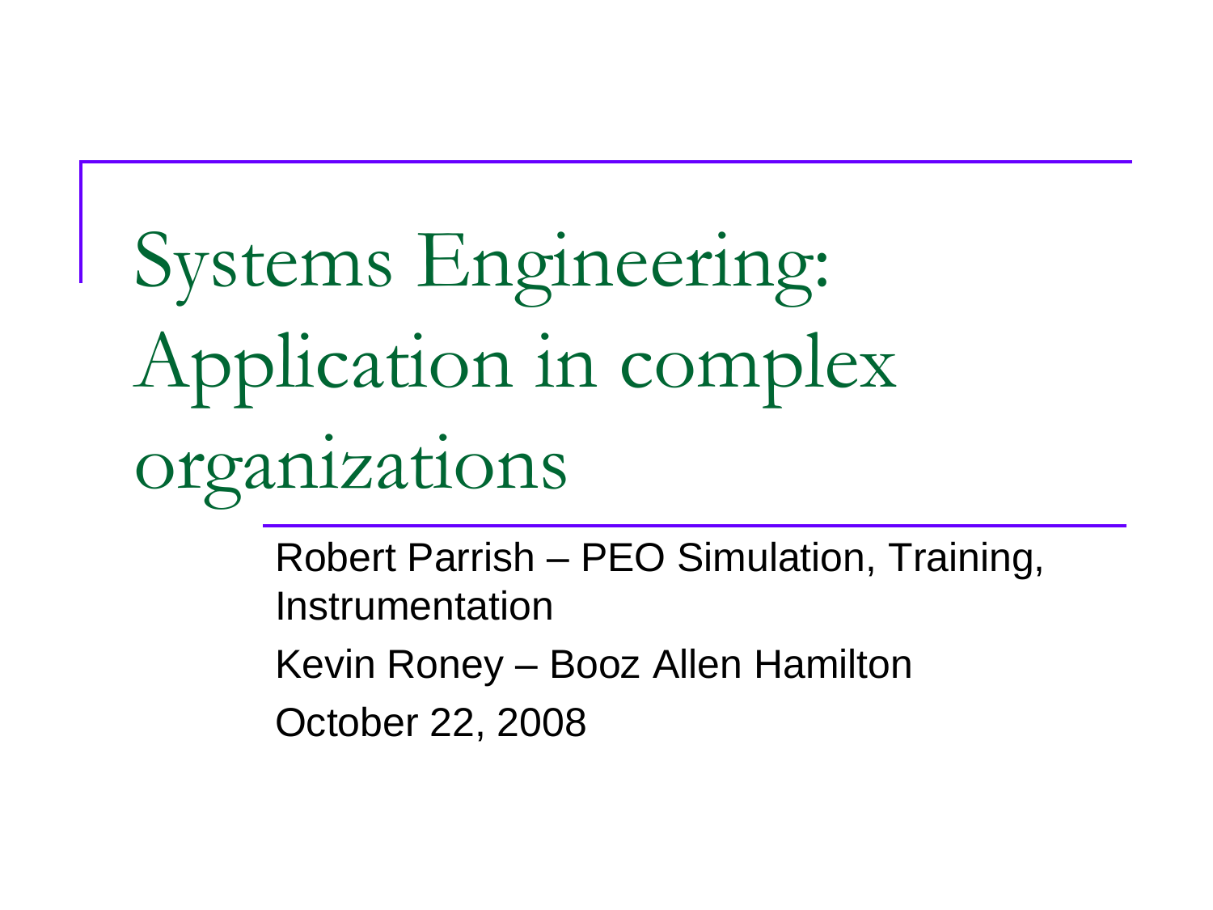# Systems Engineering: Application in complex organizations

Robert Parrish – PEO Simulation, Training, Instrumentation

Kevin Roney – Booz Allen Hamilton

October 22, 2008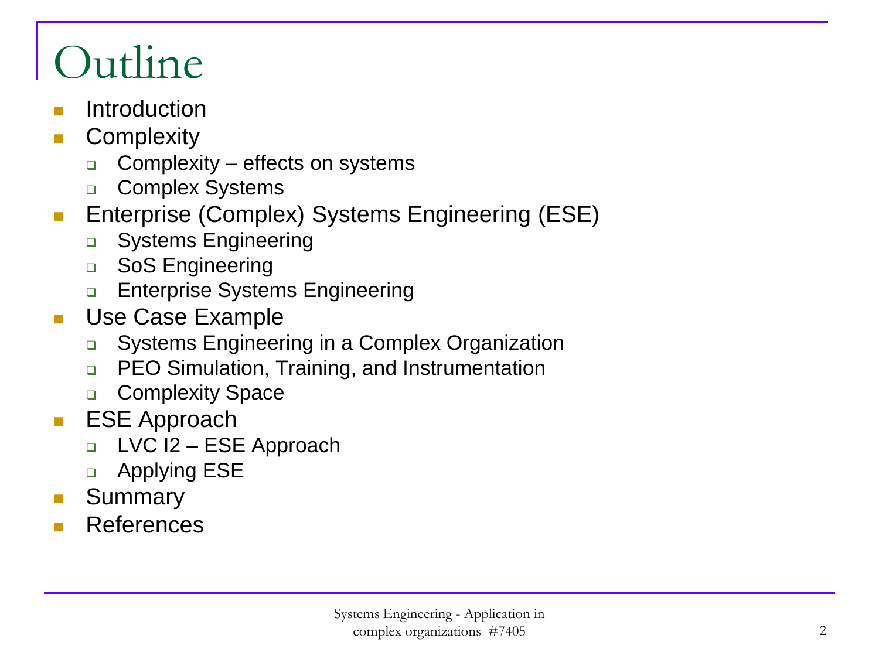# Outline

- Introduction
- Complexity
  - Complexity – effects on systems
  - Complex Systems
- Enterprise (Complex) Systems Engineering (ESE)
  - Systems Engineering
  - SoS Engineering
  - Enterprise Systems Engineering
- Use Case Example
  - Systems Engineering in a Complex Organization
  - PEO Simulation, Training, and Instrumentation
  - Complexity Space
- ESE Approach
  - LVC I2 – ESE Approach
  - Applying ESE
- Summary
- References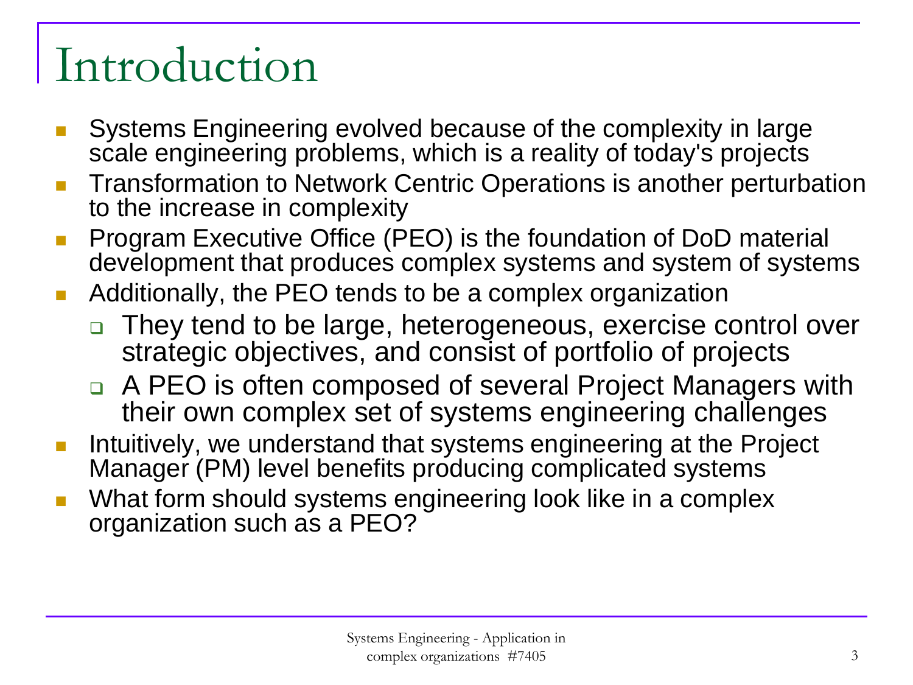# Introduction

- Systems Engineering evolved because of the complexity in large scale engineering problems, which is a reality of today's projects
- Transformation to Network Centric Operations is another perturbation to the increase in complexity
- Program Executive Office (PEO) is the foundation of DoD material development that produces complex systems and system of systems
- Additionally, the PEO tends to be a complex organization
  - They tend to be large, heterogeneous, exercise control over strategic objectives, and consist of portfolio of projects
  - A PEO is often composed of several Project Managers with their own complex set of systems engineering challenges
- Intuitively, we understand that systems engineering at the Project Manager (PM) level benefits producing complicated systems
- What form should systems engineering look like in a complex organization such as a PEO?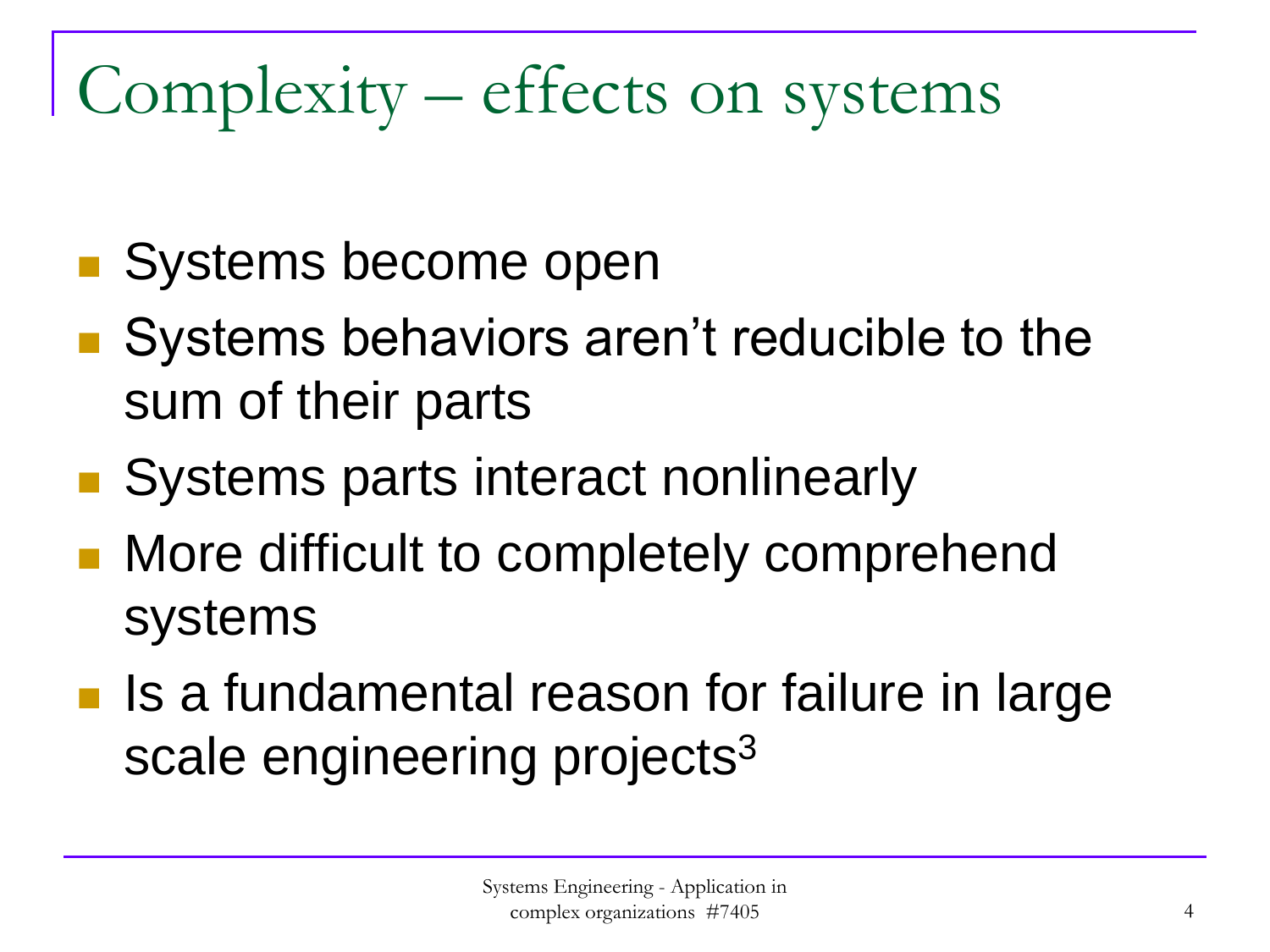# Complexity – effects on systems

- Systems become open
- Systems behaviors aren't reducible to the sum of their parts
- Systems parts interact nonlinearly
- More difficult to completely comprehend systems
- Is a fundamental reason for failure in large scale engineering projects[3]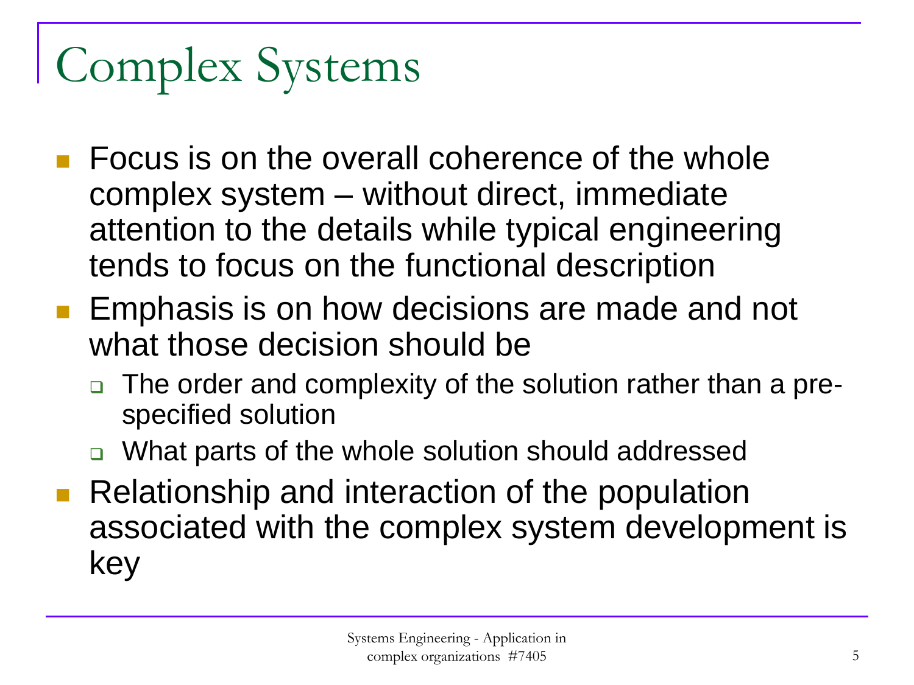# Complex Systems

- Focus is on the overall coherence of the whole complex system – without direct, immediate attention to the details while typical engineering tends to focus on the functional description
- Emphasis is on how decisions are made and not what those decision should be
  - The order and complexity of the solution rather than a pre-specified solution
  - What parts of the whole solution should addressed
- Relationship and interaction of the population associated with the complex system development is key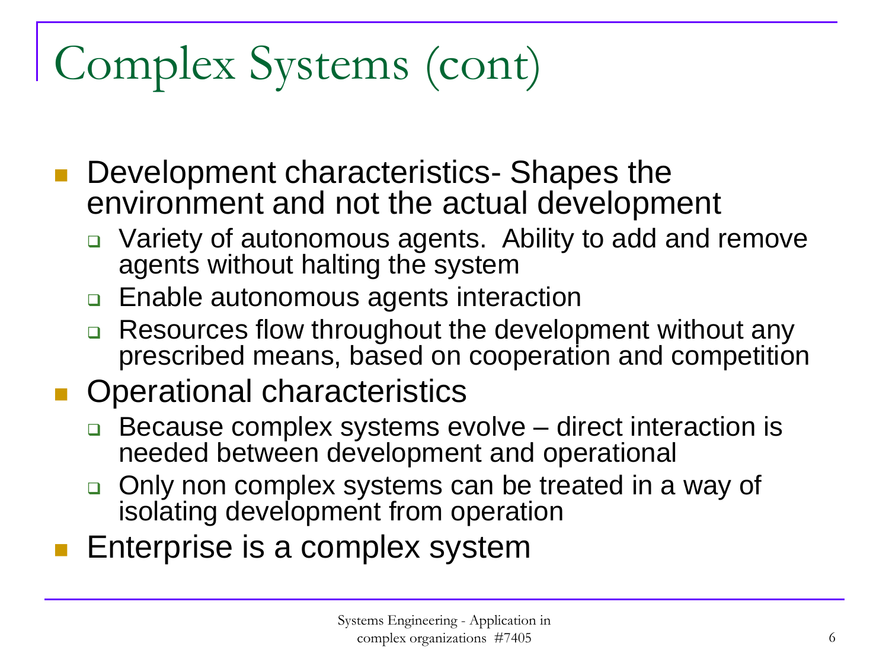# Complex Systems (cont)

- Development characteristics- Shapes the environment and not the actual development
  - Variety of autonomous agents. Ability to add and remove agents without halting the system
  - Enable autonomous agents interaction
  - Resources flow throughout the development without any prescribed means, based on cooperation and competition
- Operational characteristics
  - Because complex systems evolve – direct interaction is needed between development and operational
  - Only non complex systems can be treated in a way of isolating development from operation
- Enterprise is a complex system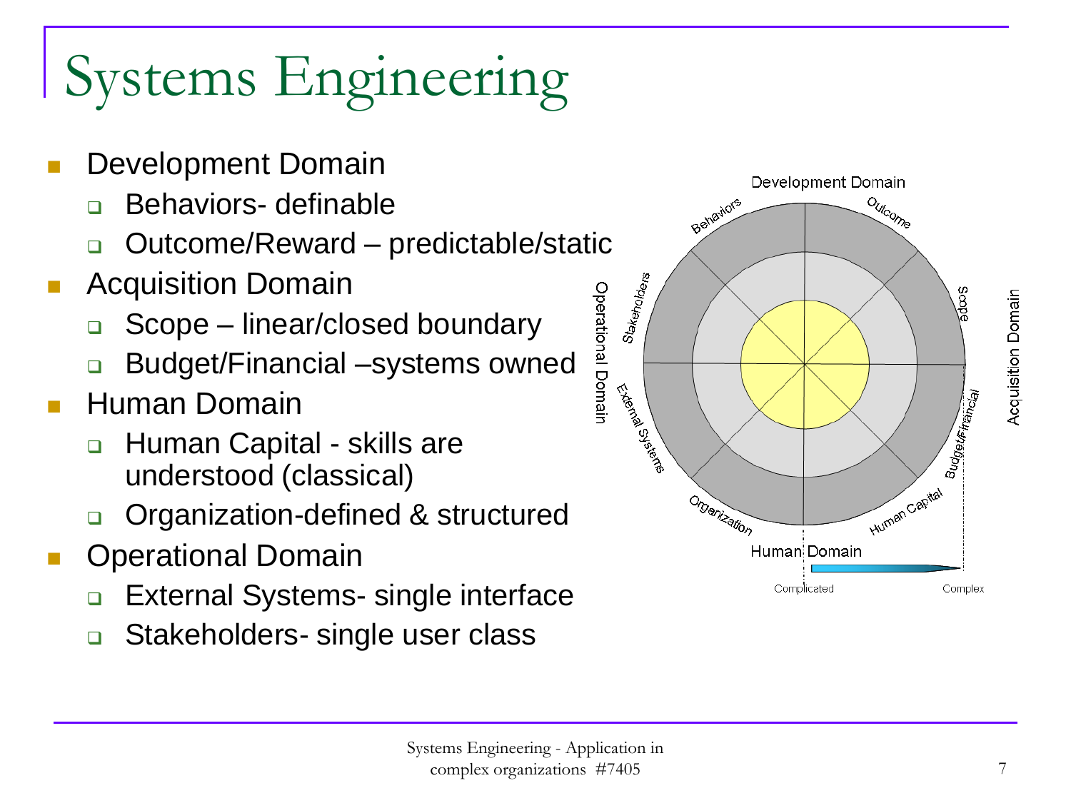# Systems Engineering

- Development Domain
  - Behaviors- definable
  - Outcome/Reward – predictable/static
- Acquisition Domain
  - Scope – linear/closed boundary
  - Budget/Financial –systems owned
- Human Domain
  - Human Capital - skills are understood (classical)
  - Organization-defined & structured
- Operational Domain
  - External Systems- single interface
  - Stakeholders- single user class

Systems Engineering - Application in complex organizations #7405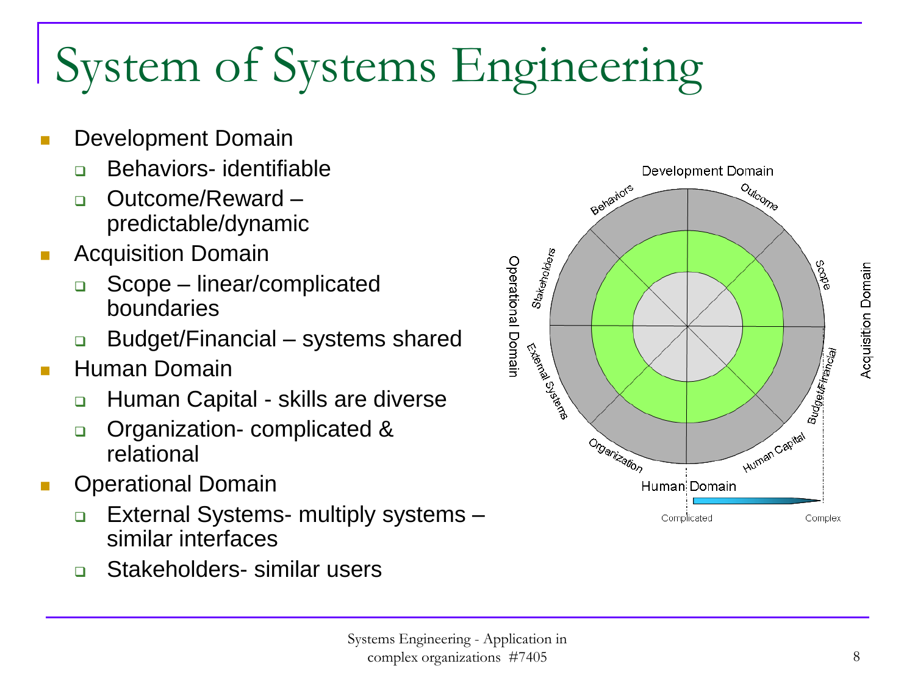# System of Systems Engineering

- Development Domain
  - Behaviors- identifiable
  - Outcome/Reward – predictable/dynamic
- Acquisition Domain
  - Scope – linear/complicated boundaries
  - Budget/Financial – systems shared
- Human Domain
  - Human Capital - skills are diverse
  - Organization- complicated & relational
- Operational Domain
  - External Systems- multiply systems – similar interfaces
  - Stakeholders- similar users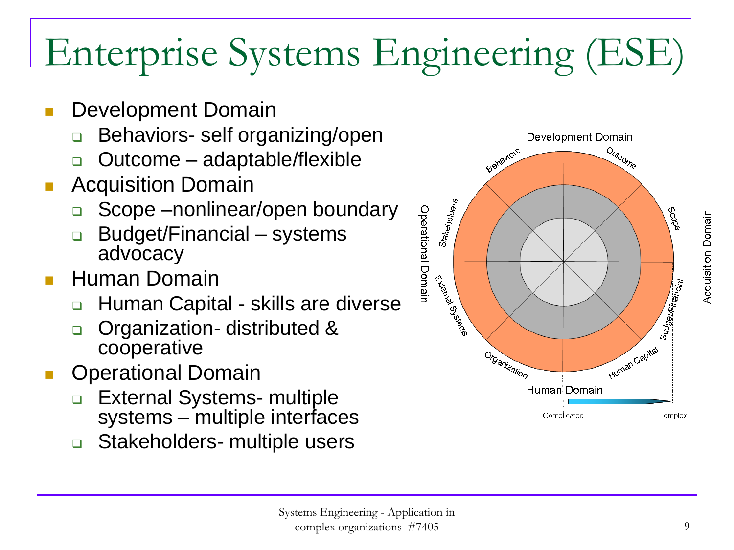# Enterprise Systems Engineering (ESE)

- Development Domain
  - Behaviors- self organizing/open
  - Outcome – adaptable/flexible
- Acquisition Domain
  - Scope –nonlinear/open boundary
  - Budget/Financial – systems advocacy
- Human Domain
  - Human Capital - skills are diverse
  - Organization- distributed & cooperative
- Operational Domain
  - External Systems- multiple systems – multiple interfaces
  - Stakeholders- multiple users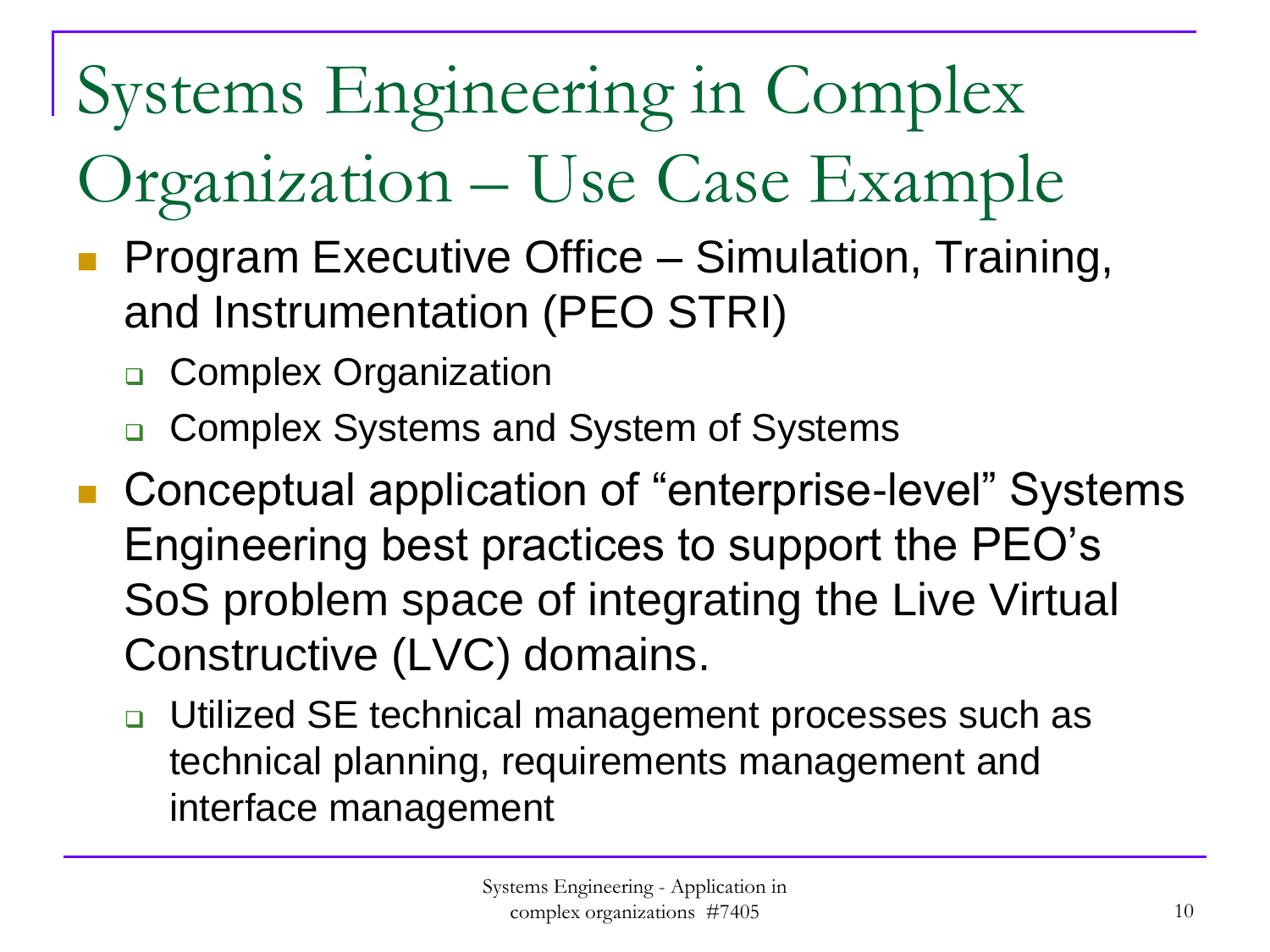# Systems Engineering in Complex Organization – Use Case Example

- Program Executive Office – Simulation, Training, and Instrumentation (PEO STRI)
  - Complex Organization
  - Complex Systems and System of Systems
- Conceptual application of "enterprise-level" Systems Engineering best practices to support the PEO's SoS problem space of integrating the Live Virtual Constructive (LVC) domains.
  - Utilized SE technical management processes such as technical planning, requirements management and interface management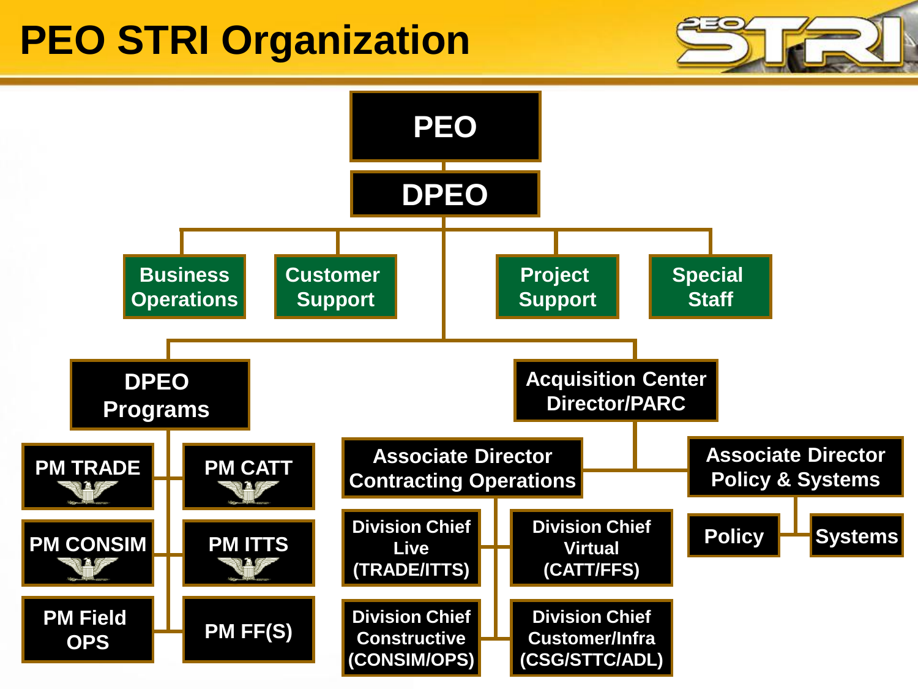# PEO STRI Organization

- PEO
  - DPEO
    - Business Operations
    - Customer Support
    - Project Support
    - Special Staff
    - DPEO Programs
      - PM TRADE
      - PM CATT
      - PM CONSIM
      - PM ITTS
      - PM Field OPS
      - PM FF(S)
    - Acquisition Center Director/PARC
      - Associate Director Contracting Operations
        - Division Chief Live (TRADE/ITTS)
        - Division Chief Virtual (CATT/FFS)
        - Division Chief Constructive (CONSIM/OPS)
        - Division Chief Customer/Infra (CSG/STTC/ADL)
      - Associate Director Policy & Systems
        - Policy
        - Systems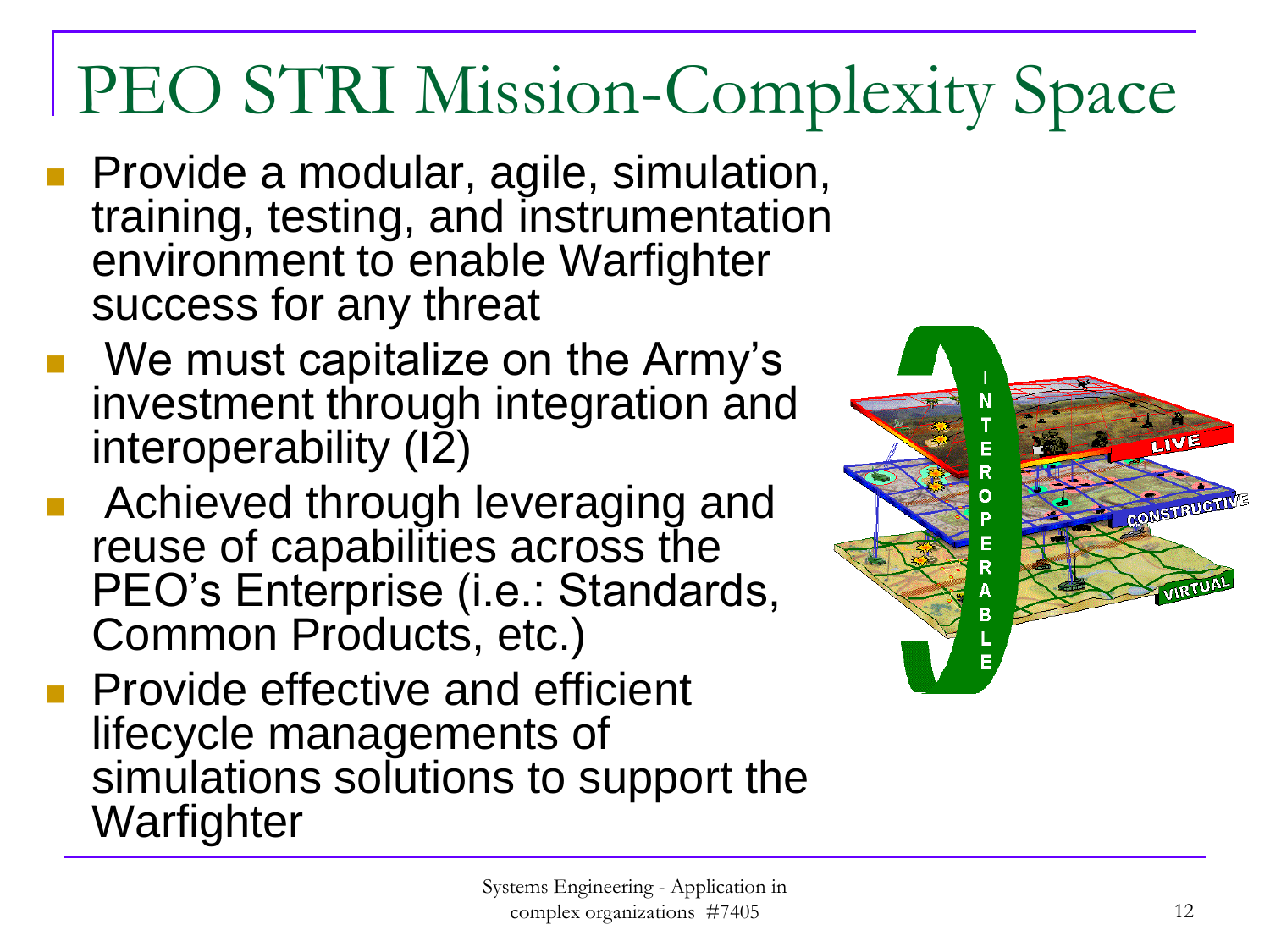# PEO STRI Mission-Complexity Space

- Provide a modular, agile, simulation, training, testing, and instrumentation environment to enable Warfighter success for any threat
- We must capitalize on the Army's investment through integration and interoperability (I2)
- Achieved through leveraging and reuse of capabilities across the PEO's Enterprise (i.e.: Standards, Common Products, etc.)
- Provide effective and efficient lifecycle managements of simulations solutions to support the Warfighter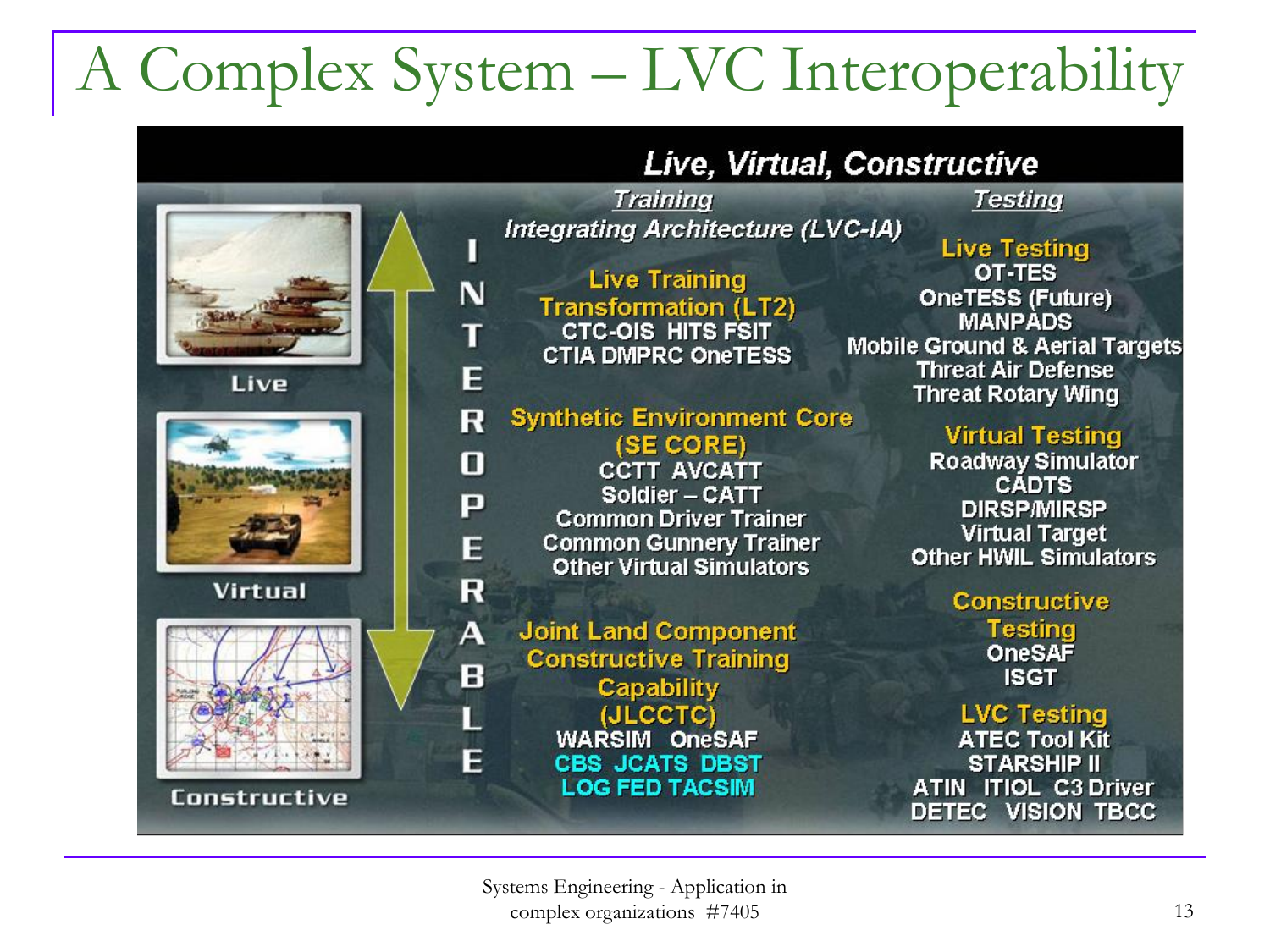# A Complex System – LVC Interoperability

**Live, Virtual, Constructive**

Live | Virtual | Constructive

INTEROPERABLE

**Training**

*Integrating Architecture (LVC-IA)*

**Live Training Transformation (LT2)**
CTC-OIS HITS FSIT
CTIA DMPRC OneTESS

**Synthetic Environment Core (SE CORE)**
CCTT AVCATT
Soldier – CATT
Common Driver Trainer
Common Gunnery Trainer
Other Virtual Simulators

**Joint Land Component Constructive Training Capability (JLCCTC)**
WARSIM OneSAF
CBS JCATS DBST
LOG FED TACSIM

**Testing**

**Live Testing**
OT-TES
OneTESS (Future)
MANPADS
Mobile Ground & Aerial Targets
Threat Air Defense
Threat Rotary Wing

**Virtual Testing**
Roadway Simulator
CADTS
DIRSP/MIRSP
Virtual Target
Other HWIL Simulators

**Constructive Testing**
OneSAF
ISGT

**LVC Testing**
ATEC Tool Kit
STARSHIP II
ATIN ITIOL C3 Driver
DETEC VISION TBCC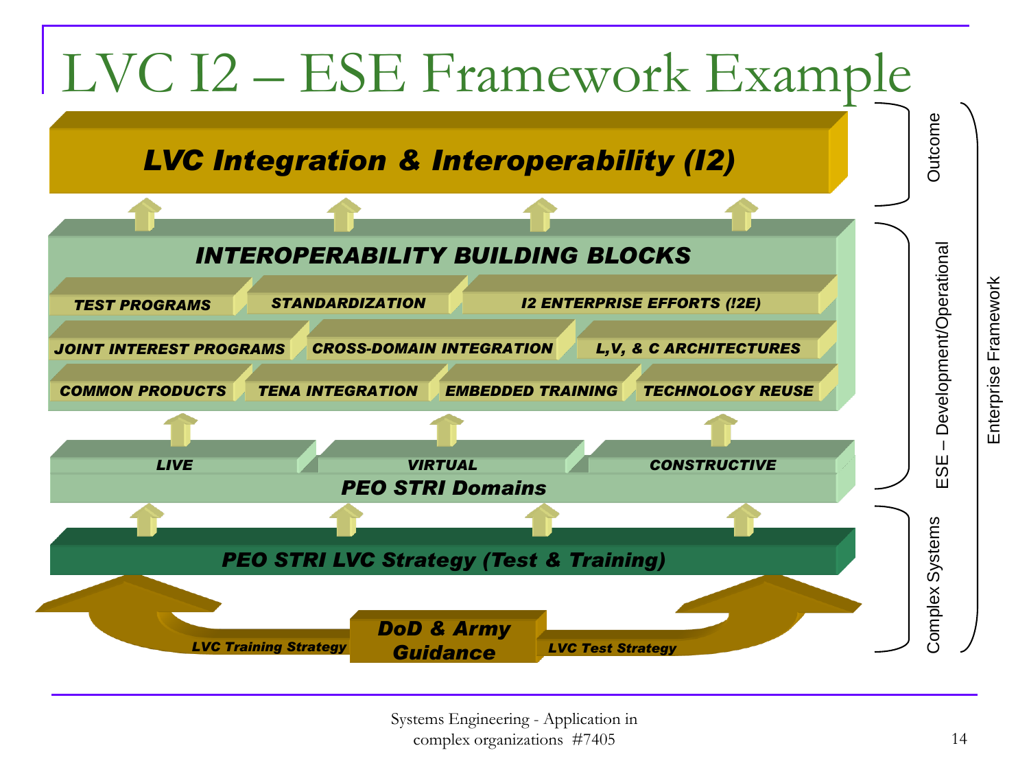# LVC I2 – ESE Framework Example

**LVC Integration & Interoperability (I2)**

**INTEROPERABILITY BUILDING BLOCKS**

- TEST PROGRAMS
- STANDARDIZATION
- I2 ENTERPRISE EFFORTS (!2E)
- JOINT INTEREST PROGRAMS
- CROSS-DOMAIN INTEGRATION
- L,V, & C ARCHITECTURES
- COMMON PRODUCTS
- TENA INTEGRATION
- EMBEDDED TRAINING
- TECHNOLOGY REUSE

**PEO STRI Domains**

- LIVE
- VIRTUAL
- CONSTRUCTIVE

**PEO STRI LVC Strategy (Test & Training)**

**DoD & Army Guidance**

- LVC Training Strategy
- LVC Test Strategy

Outcome

ESE – Development/Operational

Complex Systems

Enterprise Framework

Systems Engineering - Application in complex organizations #7405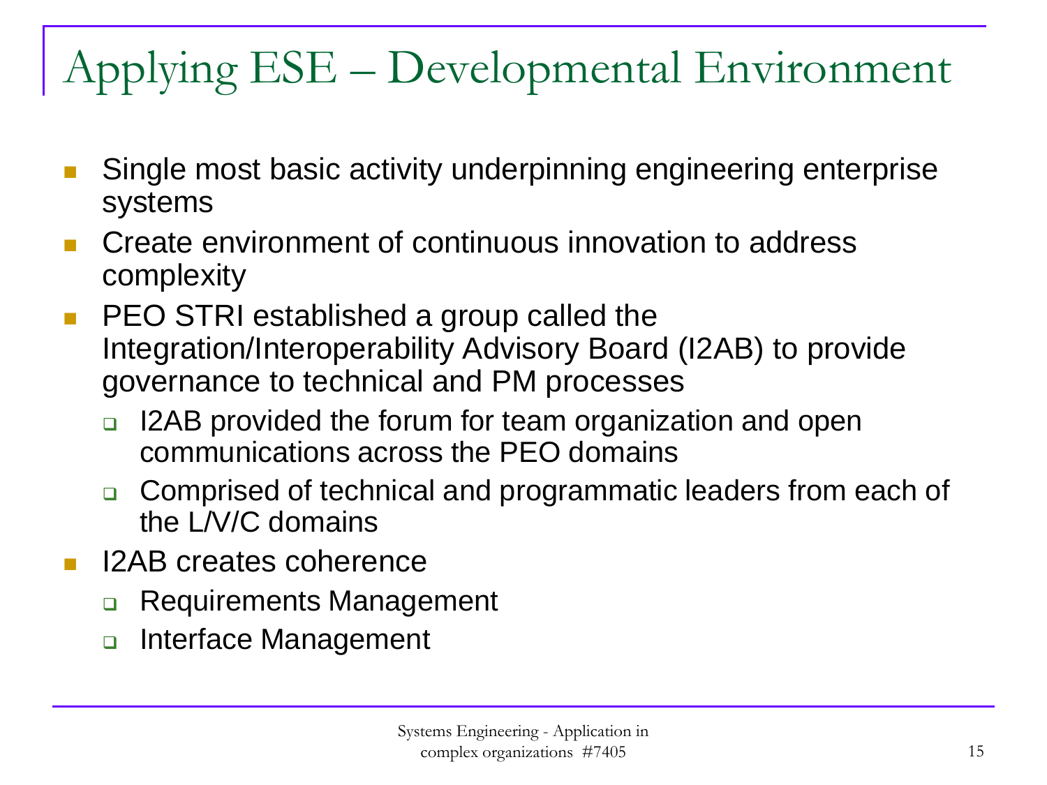# Applying ESE – Developmental Environment

- Single most basic activity underpinning engineering enterprise systems
- Create environment of continuous innovation to address complexity
- PEO STRI established a group called the Integration/Interoperability Advisory Board (I2AB) to provide governance to technical and PM processes
  - I2AB provided the forum for team organization and open communications across the PEO domains
  - Comprised of technical and programmatic leaders from each of the L/V/C domains
- I2AB creates coherence
  - Requirements Management
  - Interface Management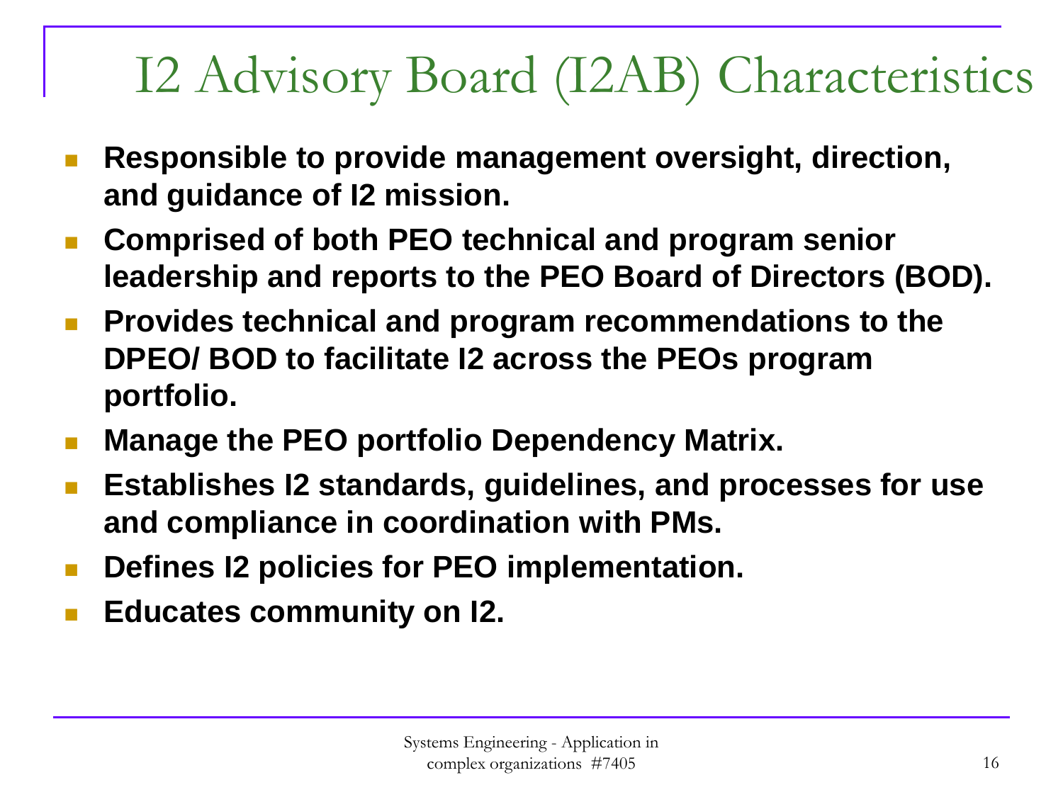# I2 Advisory Board (I2AB) Characteristics

- **Responsible to provide management oversight, direction, and guidance of I2 mission.**
- **Comprised of both PEO technical and program senior leadership and reports to the PEO Board of Directors (BOD).**
- **Provides technical and program recommendations to the DPEO/ BOD to facilitate I2 across the PEOs program portfolio.**
- **Manage the PEO portfolio Dependency Matrix.**
- **Establishes I2 standards, guidelines, and processes for use and compliance in coordination with PMs.**
- **Defines I2 policies for PEO implementation.**
- **Educates community on I2.**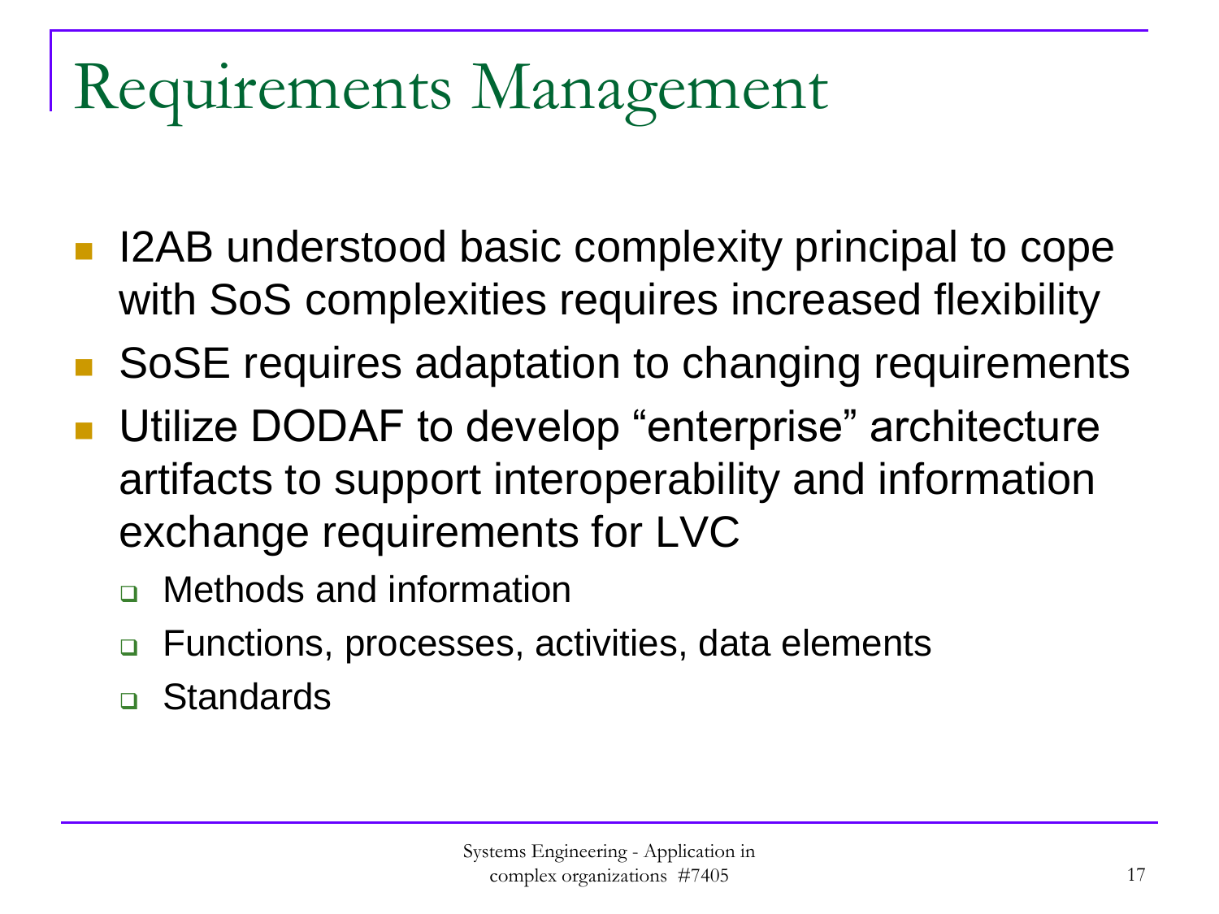# Requirements Management

- I2AB understood basic complexity principal to cope with SoS complexities requires increased flexibility
- SoSE requires adaptation to changing requirements
- Utilize DODAF to develop “enterprise” architecture artifacts to support interoperability and information exchange requirements for LVC
  - Methods and information
  - Functions, processes, activities, data elements
  - Standards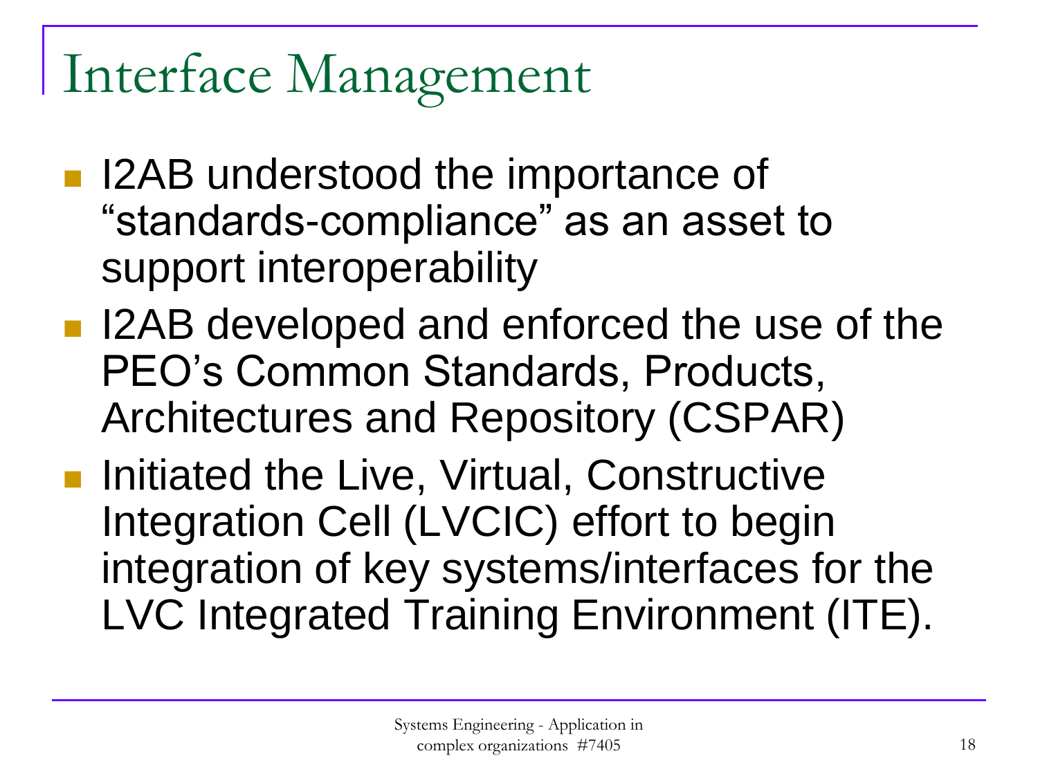# Interface Management

- I2AB understood the importance of "standards-compliance" as an asset to support interoperability
- I2AB developed and enforced the use of the PEO's Common Standards, Products, Architectures and Repository (CSPAR)
- Initiated the Live, Virtual, Constructive Integration Cell (LVCIC) effort to begin integration of key systems/interfaces for the LVC Integrated Training Environment (ITE).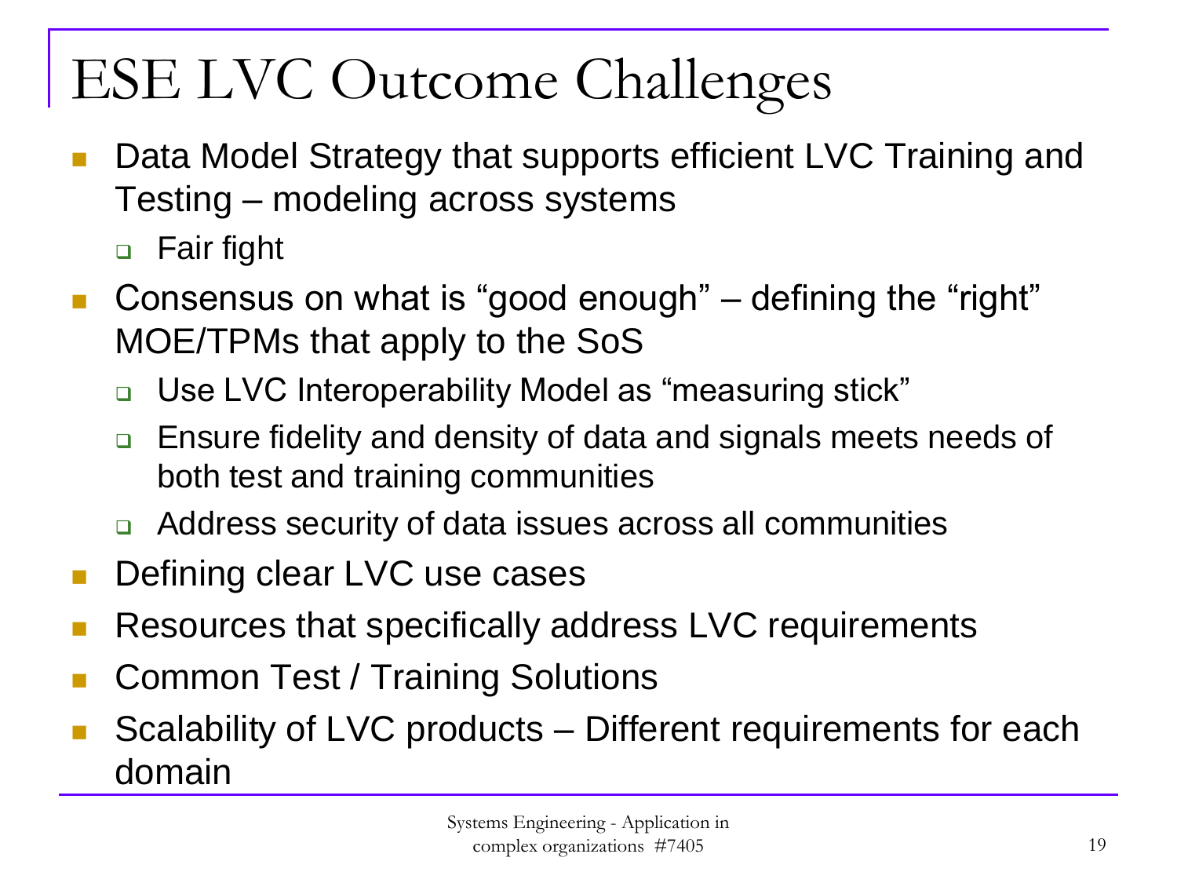# ESE LVC Outcome Challenges

- Data Model Strategy that supports efficient LVC Training and Testing – modeling across systems
  - Fair fight
- Consensus on what is "good enough" – defining the "right" MOE/TPMs that apply to the SoS
  - Use LVC Interoperability Model as "measuring stick"
  - Ensure fidelity and density of data and signals meets needs of both test and training communities
  - Address security of data issues across all communities
- Defining clear LVC use cases
- Resources that specifically address LVC requirements
- Common Test / Training Solutions
- Scalability of LVC products – Different requirements for each domain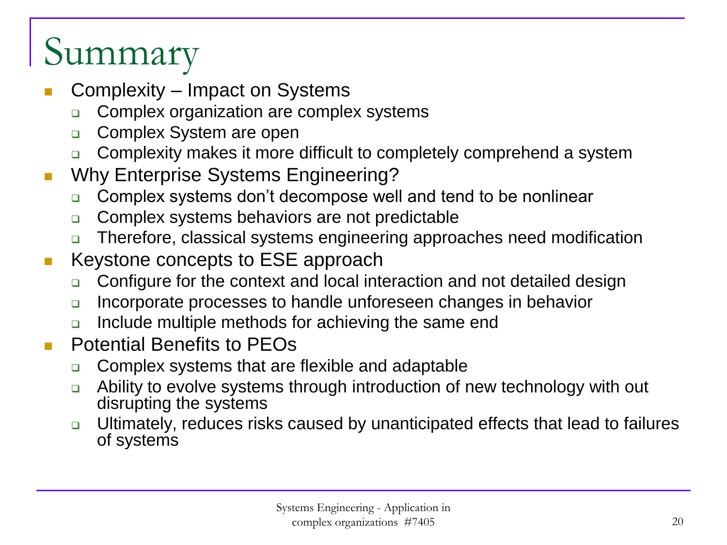# Summary

- Complexity – Impact on Systems
  - Complex organization are complex systems
  - Complex System are open
  - Complexity makes it more difficult to completely comprehend a system
- Why Enterprise Systems Engineering?
  - Complex systems don't decompose well and tend to be nonlinear
  - Complex systems behaviors are not predictable
  - Therefore, classical systems engineering approaches need modification
- Keystone concepts to ESE approach
  - Configure for the context and local interaction and not detailed design
  - Incorporate processes to handle unforeseen changes in behavior
  - Include multiple methods for achieving the same end
- Potential Benefits to PEOs
  - Complex systems that are flexible and adaptable
  - Ability to evolve systems through introduction of new technology with out disrupting the systems
  - Ultimately, reduces risks caused by unanticipated effects that lead to failures of systems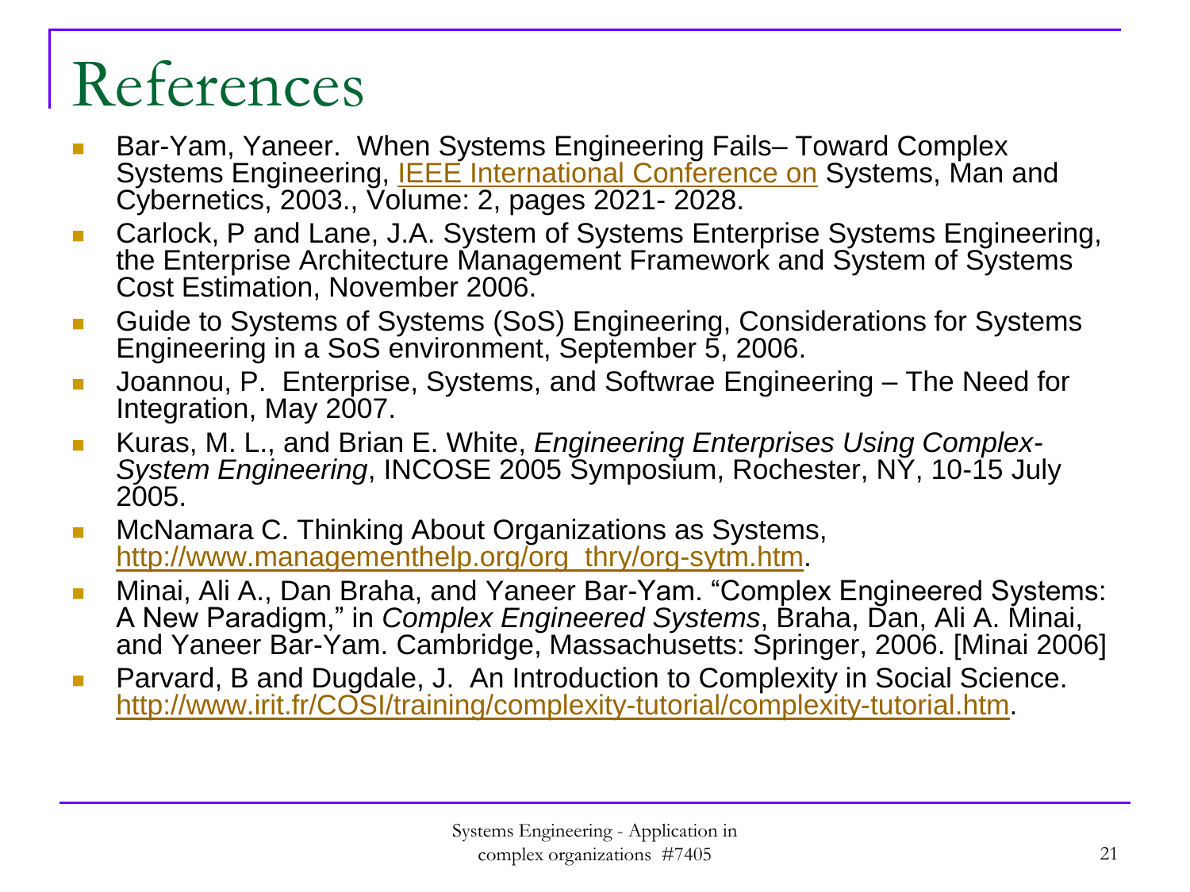# References

- Bar-Yam, Yaneer. When Systems Engineering Fails– Toward Complex Systems Engineering, IEEE International Conference on Systems, Man and Cybernetics, 2003., Volume: 2, pages 2021- 2028.
- Carlock, P and Lane, J.A. System of Systems Enterprise Systems Engineering, the Enterprise Architecture Management Framework and System of Systems Cost Estimation, November 2006.
- Guide to Systems of Systems (SoS) Engineering, Considerations for Systems Engineering in a SoS environment, September 5, 2006.
- Joannou, P. Enterprise, Systems, and Softwrae Engineering – The Need for Integration, May 2007.
- Kuras, M. L., and Brian E. White, *Engineering Enterprises Using Complex-System Engineering*, INCOSE 2005 Symposium, Rochester, NY, 10-15 July 2005.
- McNamara C. Thinking About Organizations as Systems, http://www.managementhelp.org/org_thry/org-sytm.htm.
- Minai, Ali A., Dan Braha, and Yaneer Bar-Yam. "Complex Engineered Systems: A New Paradigm," in *Complex Engineered Systems*, Braha, Dan, Ali A. Minai, and Yaneer Bar-Yam. Cambridge, Massachusetts: Springer, 2006. [Minai 2006]
- Parvard, B and Dugdale, J. An Introduction to Complexity in Social Science. http://www.irit.fr/COSI/training/complexity-tutorial/complexity-tutorial.htm.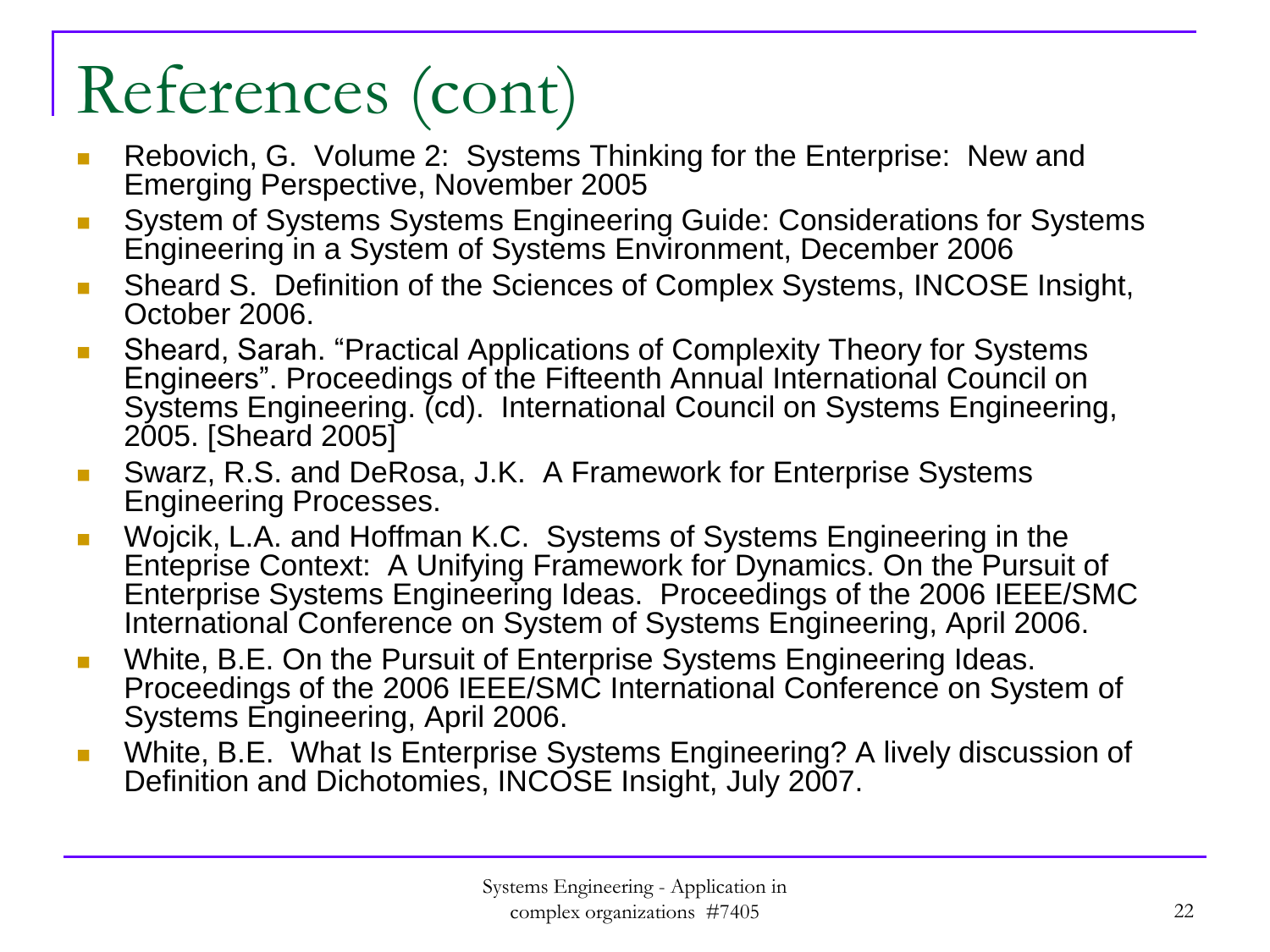# References (cont)

- Rebovich, G. Volume 2: Systems Thinking for the Enterprise: New and Emerging Perspective, November 2005
- System of Systems Systems Engineering Guide: Considerations for Systems Engineering in a System of Systems Environment, December 2006
- Sheard S. Definition of the Sciences of Complex Systems, INCOSE Insight, October 2006.
- Sheard, Sarah. “Practical Applications of Complexity Theory for Systems Engineers”. Proceedings of the Fifteenth Annual International Council on Systems Engineering. (cd). International Council on Systems Engineering, 2005. [Sheard 2005]
- Swarz, R.S. and DeRosa, J.K. A Framework for Enterprise Systems Engineering Processes.
- Wojcik, L.A. and Hoffman K.C. Systems of Systems Engineering in the Enteprise Context: A Unifying Framework for Dynamics. On the Pursuit of Enterprise Systems Engineering Ideas. Proceedings of the 2006 IEEE/SMC International Conference on System of Systems Engineering, April 2006.
- White, B.E. On the Pursuit of Enterprise Systems Engineering Ideas. Proceedings of the 2006 IEEE/SMC International Conference on System of Systems Engineering, April 2006.
- White, B.E. What Is Enterprise Systems Engineering? A lively discussion of Definition and Dichotomies, INCOSE Insight, July 2007.